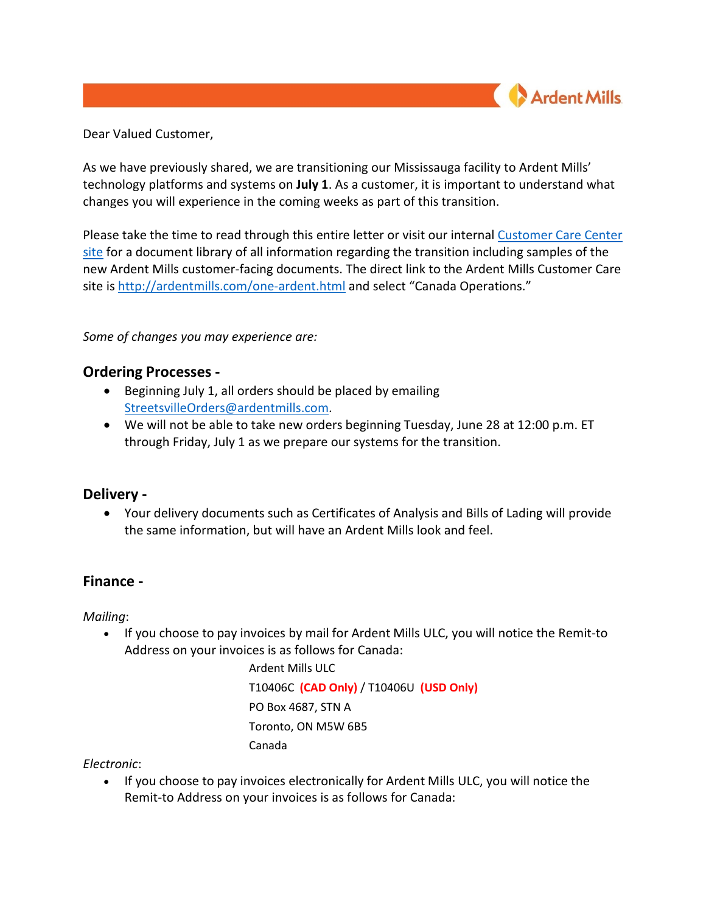Dear Valued Customer,

As we have previously shared, we are transitioning our Mississauga facility to Ardent Mills' technology platforms and systems on **July 1**. As a customer, it is important to understand what changes you will experience in the coming weeks as part of this transition.

Please take the time to read through this entire letter or visit our internal Customer Care Center site for a document library of all information regarding the transition including samples of the new Ardent Mills customer-facing documents. The direct link to the Ardent Mills Customer Care site is http://ardentmills.com/one-ardent.html and select "Canada Operations."

*Some of changes you may experience are:*

## Ordering Processes -

- Beginning July 1, all orders should be placed by emailing StreetsvilleOrders@ardentmills.com.
- We will not be able to take new orders beginning Tuesday, June 28 at 12:00 p.m. ET through Friday, July 1 as we prepare our systems for the transition.

## Delivery -

- Your delivery documents such as Certificates of Analysis and Bills of Lading will provide the same information, but will have an Ardent Mills look and feel.

## Finance -

*Mailing*:

- If you choose to pay invoices by mail for Ardent Mills ULC, you will notice the Remit-to Address on your invoices is as follows for Canada:

  Ardent Mills ULC
  T10406C **(CAD Only)** / T10406U **(USD Only)**
  PO Box 4687, STN A
  Toronto, ON M5W 6B5
  Canada

*Electronic*:

- If you choose to pay invoices electronically for Ardent Mills ULC, you will notice the Remit-to Address on your invoices is as follows for Canada: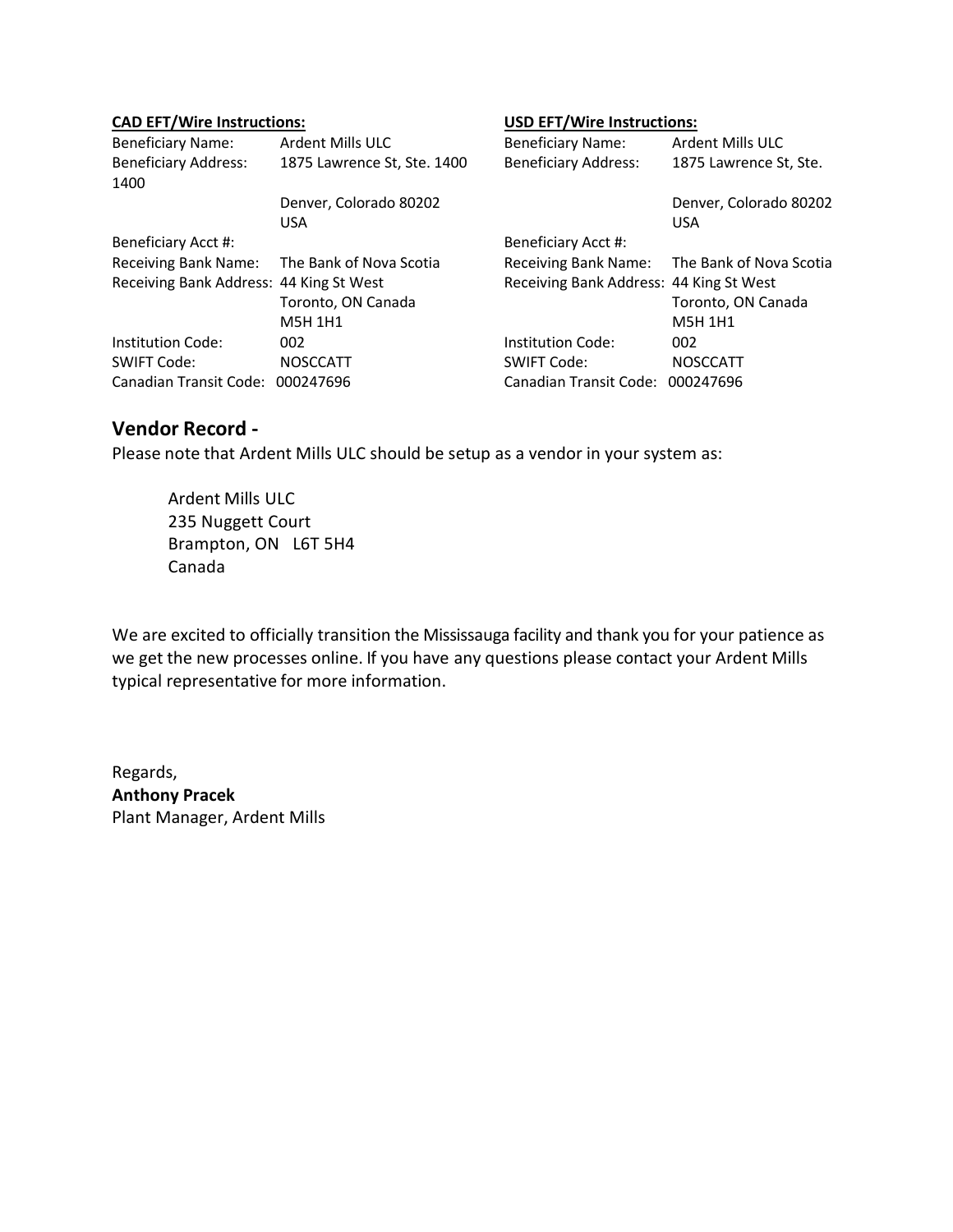**CAD EFT/Wire Instructions:**

| | |
|---|---|
| Beneficiary Name: | Ardent Mills ULC |
| Beneficiary Address: 1400 | 1875 Lawrence St, Ste. 1400 |
| | Denver, Colorado 80202 USA |
| Beneficiary Acct #: | |
| Receiving Bank Name: | The Bank of Nova Scotia |
| Receiving Bank Address: | 44 King St West Toronto, ON Canada M5H 1H1 |
| Institution Code: | 002 |
| SWIFT Code: | NOSCCATT |
| Canadian Transit Code: | 000247696 |

**USD EFT/Wire Instructions:**

| | |
|---|---|
| Beneficiary Name: | Ardent Mills ULC |
| Beneficiary Address: | 1875 Lawrence St, Ste. |
| | Denver, Colorado 80202 USA |
| Beneficiary Acct #: | |
| Receiving Bank Name: | The Bank of Nova Scotia |
| Receiving Bank Address: | 44 King St West Toronto, ON Canada M5H 1H1 |
| Institution Code: | 002 |
| SWIFT Code: | NOSCCATT |
| Canadian Transit Code: | 000247696 |

## Vendor Record -

Please note that Ardent Mills ULC should be setup as a vendor in your system as:

Ardent Mills ULC
235 Nuggett Court
Brampton, ON L6T 5H4
Canada

We are excited to officially transition the Mississauga facility and thank you for your patience as we get the new processes online. If you have any questions please contact your Ardent Mills typical representative for more information.

Regards,
**Anthony Pracek**
Plant Manager, Ardent Mills